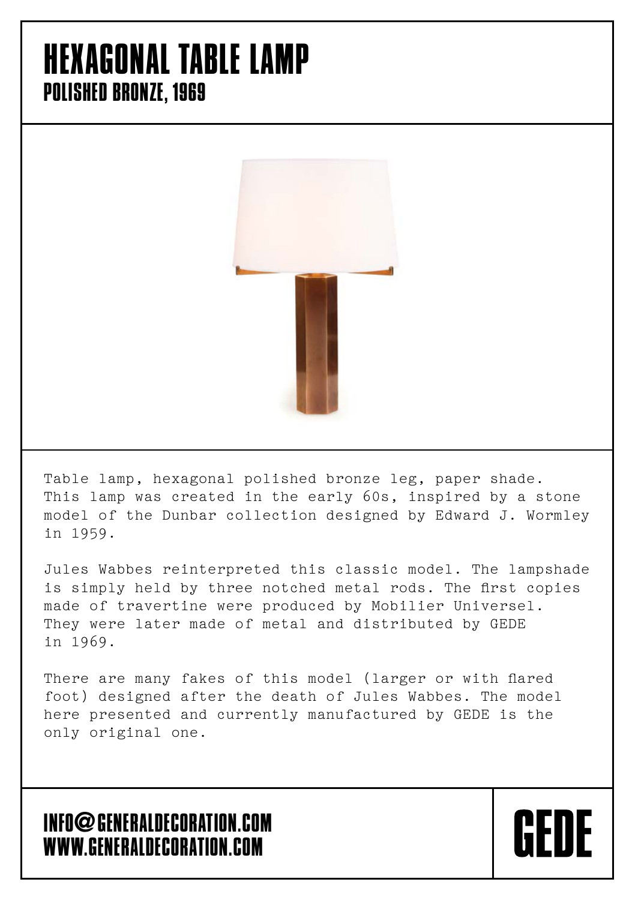# HEXAGONAL TABLE LAMP
## POLISHED BRONZE, 1969

Table lamp, hexagonal polished bronze leg, paper shade. This lamp was created in the early 60s, inspired by a stone model of the Dunbar collection designed by Edward J. Wormley in 1959.

Jules Wabbes reinterpreted this classic model. The lampshade is simply held by three notched metal rods. The first copies made of travertine were produced by Mobilier Universel. They were later made of metal and distributed by GEDE in 1969.

There are many fakes of this model (larger or with flared foot) designed after the death of Jules Wabbes. The model here presented and currently manufactured by GEDE is the only original one.

**INFO@GENERALDECORATION.COM**
**WWW.GENERALDECORATION.COM**

**GEDE**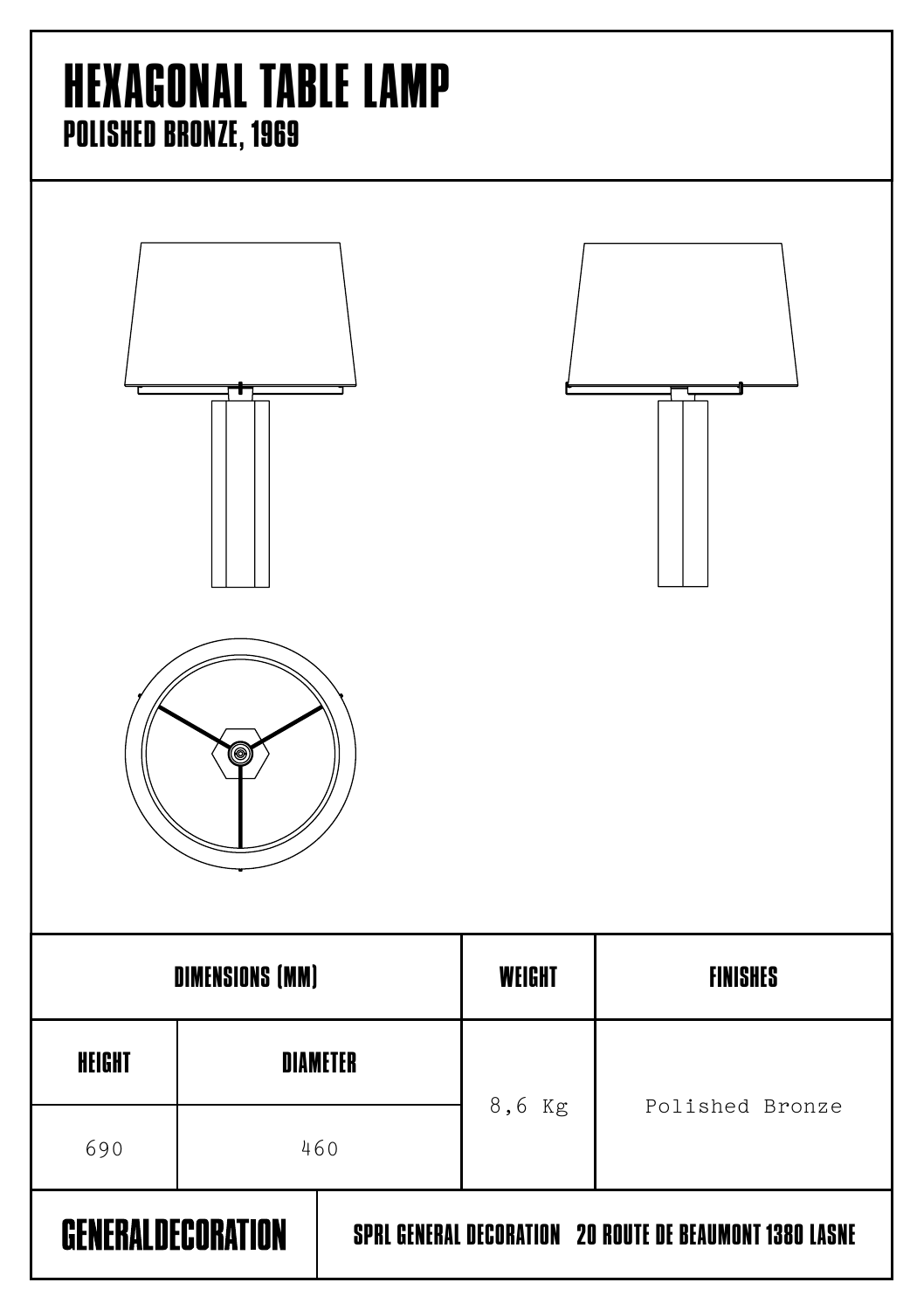# HEXAGONAL TABLE LAMP

## POLISHED BRONZE, 1969

| DIMENSIONS (MM) | | WEIGHT | FINISHES |
|---|---|---|---|
| HEIGHT | DIAMETER | 8,6 Kg | Polished Bronze |
| 690 | 460 | | |

**GENERALDECORATION** SPRL GENERAL DECORATION 20 ROUTE DE BEAUMONT 1380 LASNE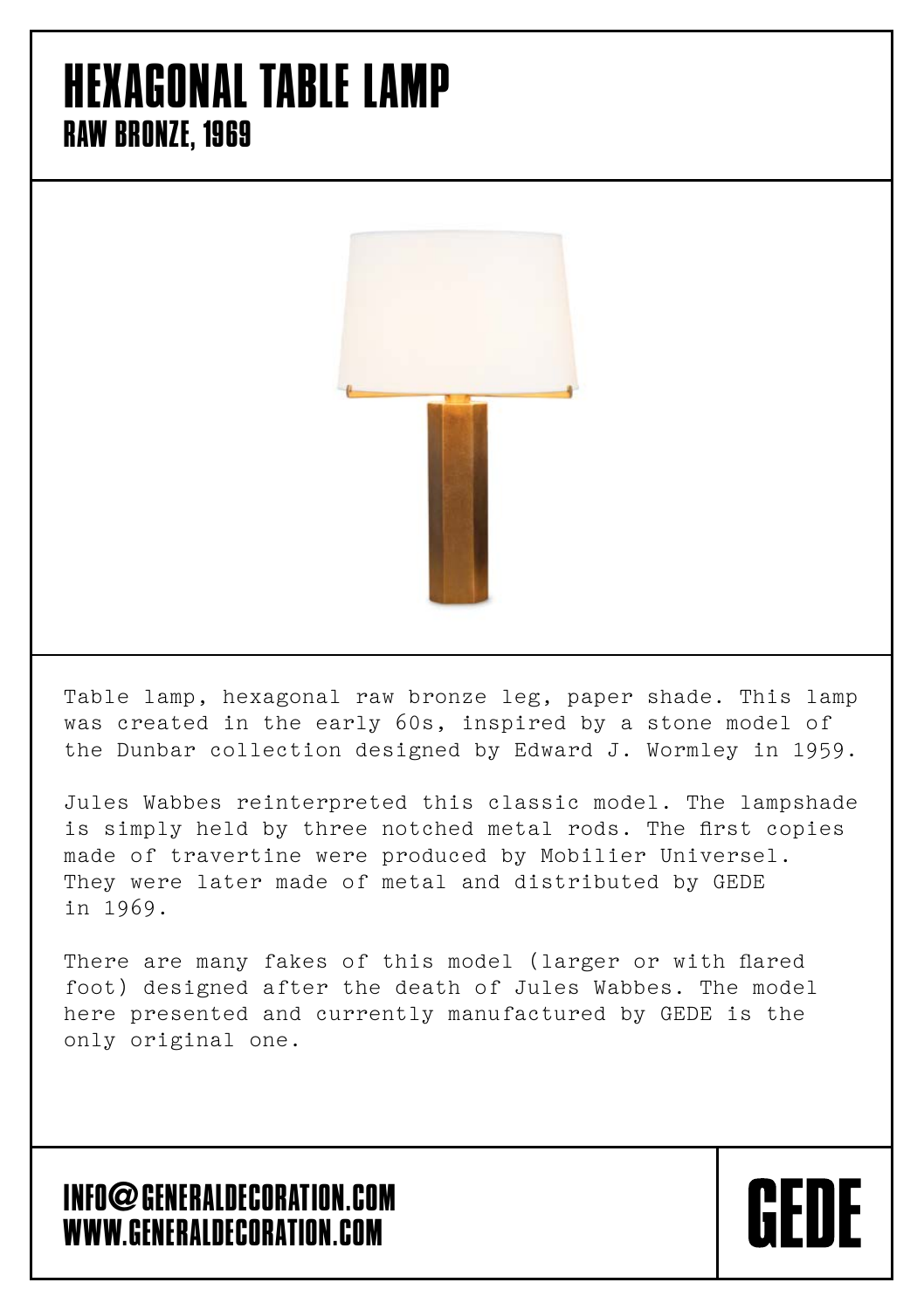# HEXAGONAL TABLE LAMP

## RAW BRONZE, 1969

Table lamp, hexagonal raw bronze leg, paper shade. This lamp was created in the early 60s, inspired by a stone model of the Dunbar collection designed by Edward J. Wormley in 1959.

Jules Wabbes reinterpreted this classic model. The lampshade is simply held by three notched metal rods. The first copies made of travertine were produced by Mobilier Universel. They were later made of metal and distributed by GEDE in 1969.

There are many fakes of this model (larger or with flared foot) designed after the death of Jules Wabbes. The model here presented and currently manufactured by GEDE is the only original one.

**INFO@GENERALDECORATION.COM**
**WWW.GENERALDECORATION.COM**

**GEDE**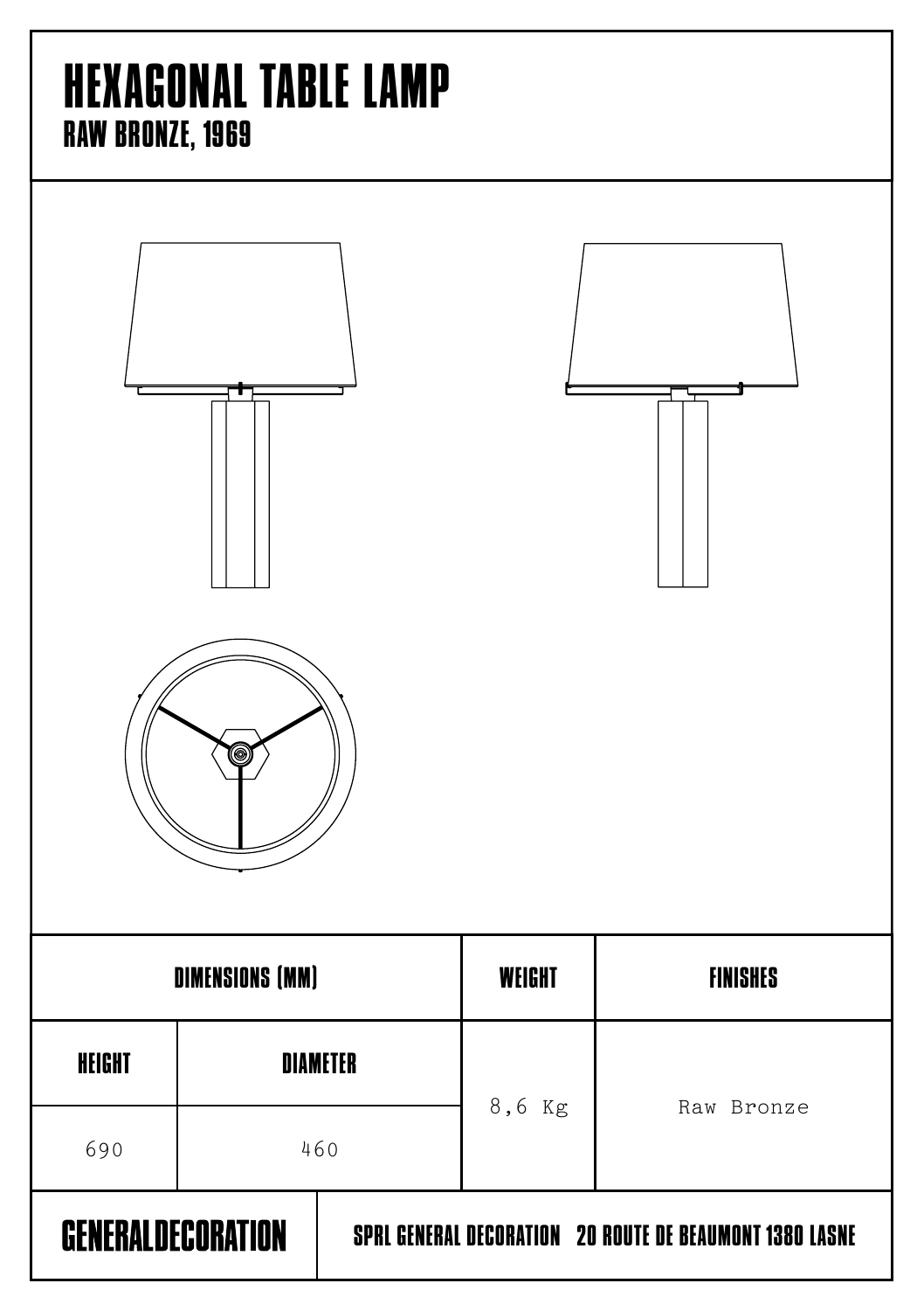# HEXAGONAL TABLE LAMP

## RAW BRONZE, 1969

| DIMENSIONS (MM) | | WEIGHT | FINISHES |
|---|---|---|---|
| HEIGHT | DIAMETER | | |
| 690 | 460 | 8,6 Kg | Raw Bronze |

**GENERALDECORATION** SPRL GENERAL DECORATION 20 ROUTE DE BEAUMONT 1380 LASNE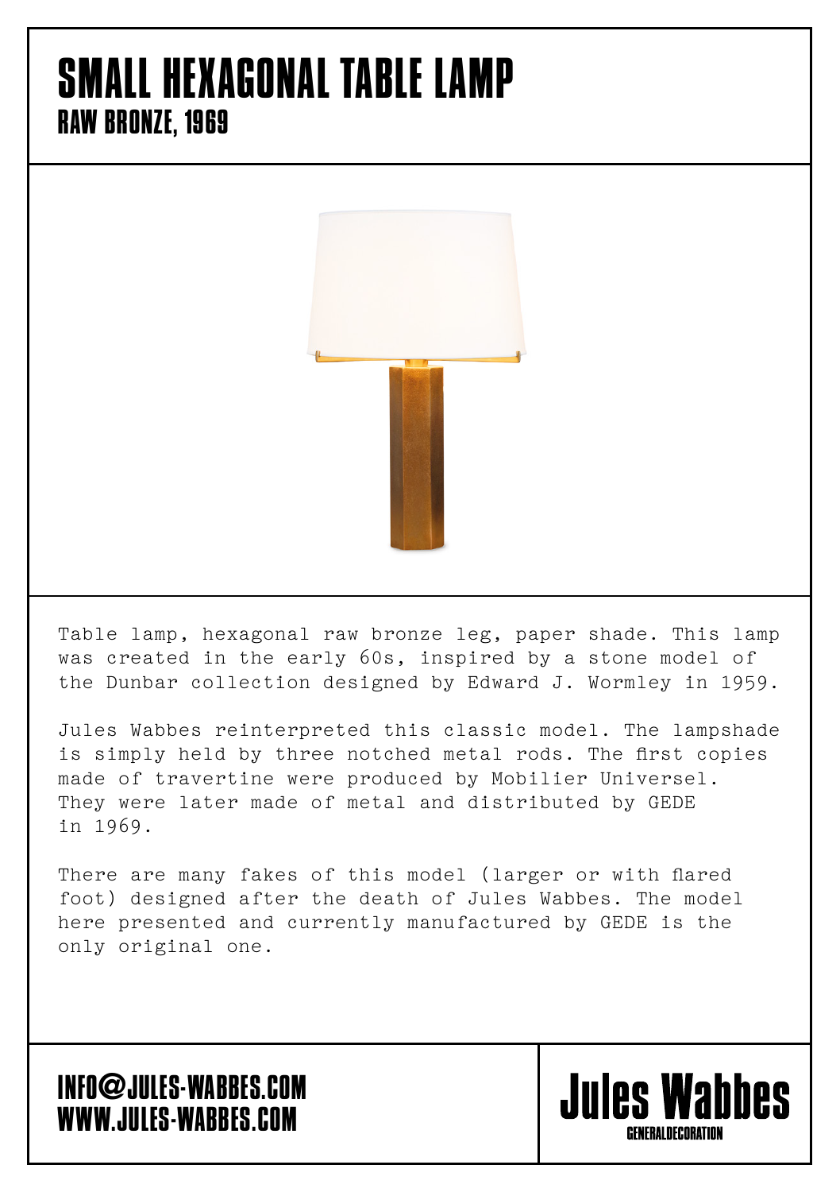# SMALL HEXAGONAL TABLE LAMP
## RAW BRONZE, 1969

Table lamp, hexagonal raw bronze leg, paper shade. This lamp was created in the early 60s, inspired by a stone model of the Dunbar collection designed by Edward J. Wormley in 1959.

Jules Wabbes reinterpreted this classic model. The lampshade is simply held by three notched metal rods. The first copies made of travertine were produced by Mobilier Universel. They were later made of metal and distributed by GEDE in 1969.

There are many fakes of this model (larger or with flared foot) designed after the death of Jules Wabbes. The model here presented and currently manufactured by GEDE is the only original one.

**INFO@JULES-WABBES.COM**
**WWW.JULES-WABBES.COM**

**Jules Wabbes**
GENERALDECORATION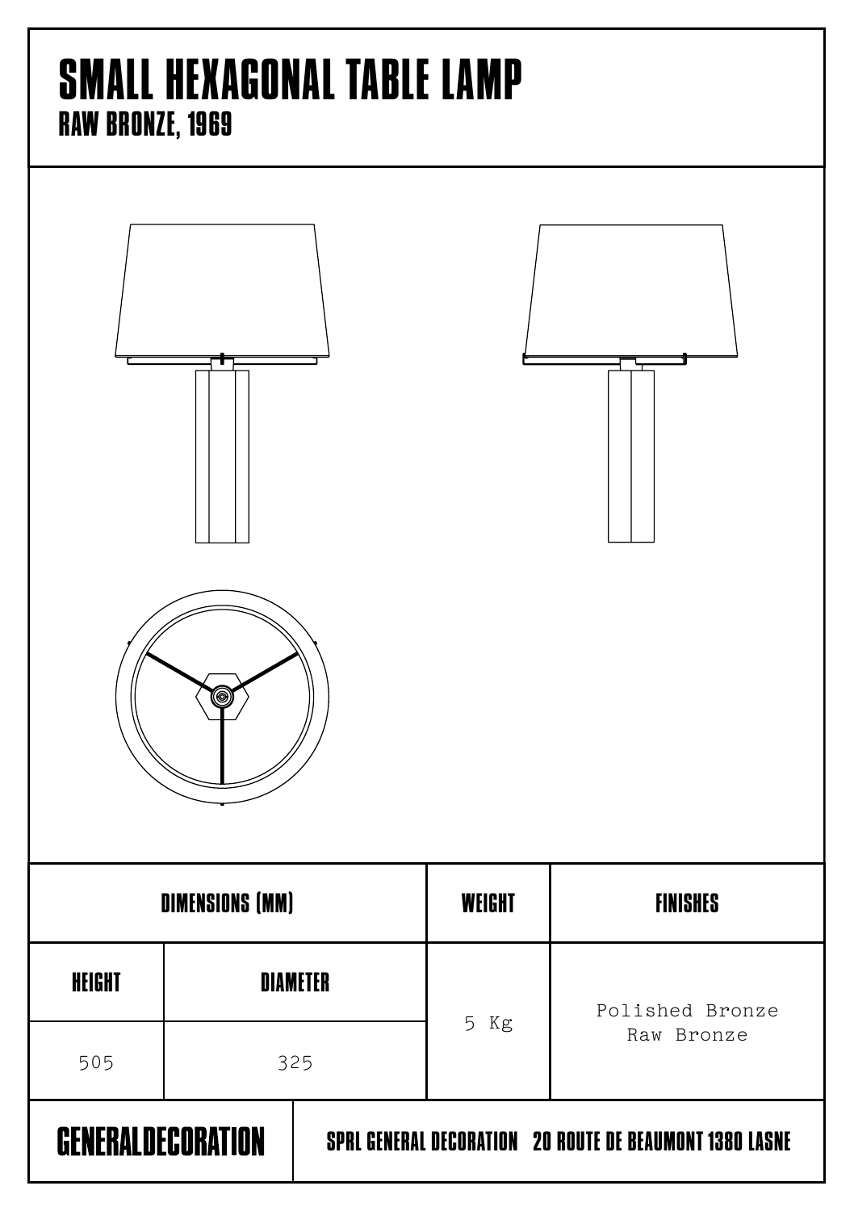# SMALL HEXAGONAL TABLE LAMP

## RAW BRONZE, 1969

| DIMENSIONS (MM) | | WEIGHT | FINISHES |
| --- | --- | --- | --- |
| HEIGHT | DIAMETER | 5 Kg | Polished Bronze<br>Raw Bronze |
| 505 | 325 | | |

**GENERALDECORATION** SPRL GENERAL DECORATION 20 ROUTE DE BEAUMONT 1380 LASNE